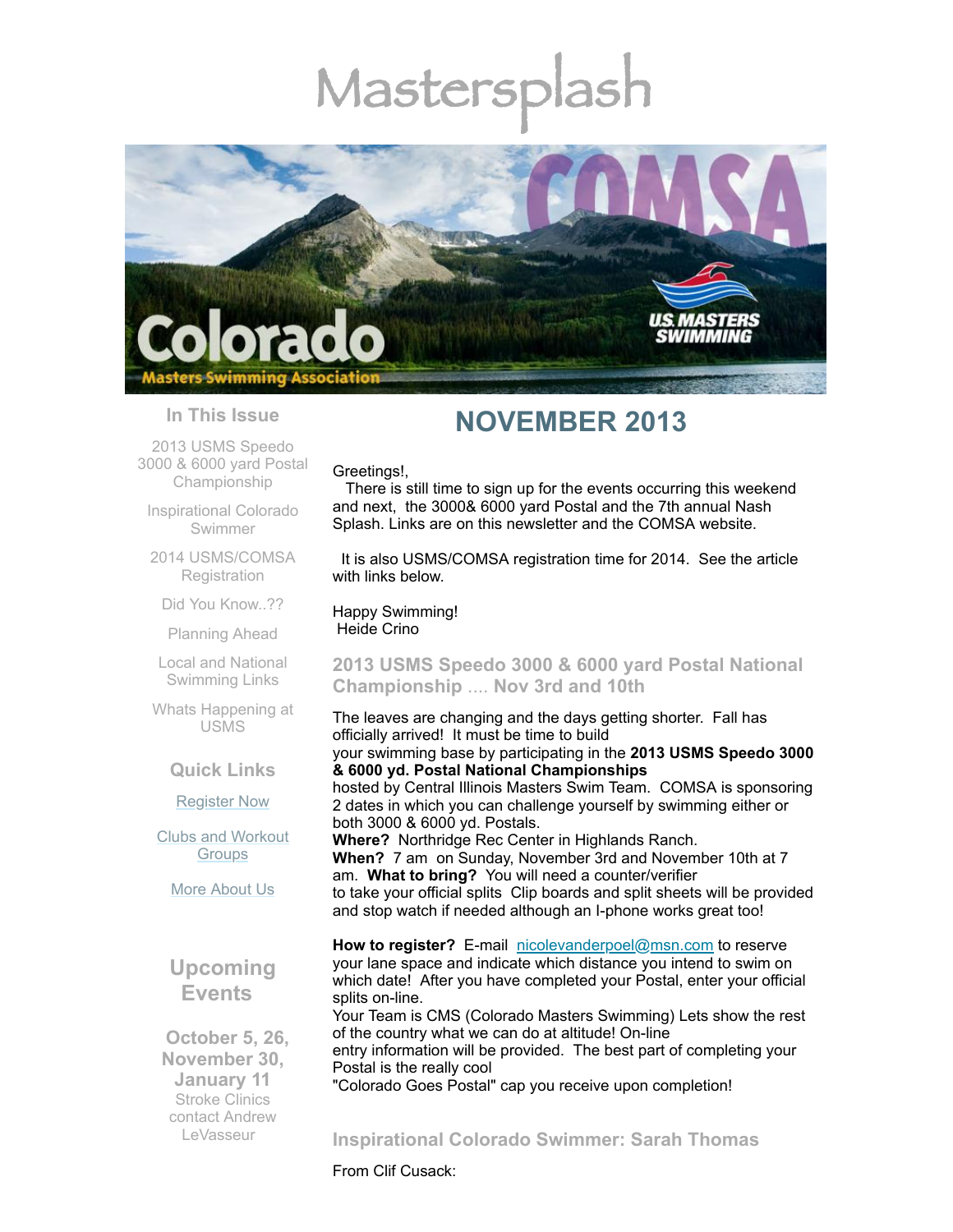# Mastersplash

Colorado Masters Swimming Association

US MASTERS SWIMMING

## NOVEMBER 2013

Greetings!,

There is still time to sign up for the events occurring this weekend and next, the 3000& 6000 yard Postal and the 7th annual Nash Splash. Links are on this newsletter and the COMSA website.

It is also USMS/COMSA registration time for 2014. See the article with links below.

Happy Swimming!
Heide Crino

### 2013 USMS Speedo 3000 & 6000 yard Postal National Championship .... Nov 3rd and 10th

The leaves are changing and the days getting shorter. Fall has officially arrived! It must be time to build your swimming base by participating in the **2013 USMS Speedo 3000 & 6000 yd. Postal National Championships** hosted by Central Illinois Masters Swim Team. COMSA is sponsoring 2 dates in which you can challenge yourself by swimming either or both 3000 & 6000 yd. Postals.

**Where?** Northridge Rec Center in Highlands Ranch.
**When?** 7 am on Sunday, November 3rd and November 10th at 7 am. **What to bring?** You will need a counter/verifier to take your official splits Clip boards and split sheets will be provided and stop watch if needed although an I-phone works great too!

**How to register?** E-mail nicolevanderpoel@msn.com to reserve your lane space and indicate which distance you intend to swim on which date! After you have completed your Postal, enter your official splits on-line.
Your Team is CMS (Colorado Masters Swimming) Lets show the rest of the country what we can do at altitude! On-line entry information will be provided. The best part of completing your Postal is the really cool "Colorado Goes Postal" cap you receive upon completion!

### Inspirational Colorado Swimmer: Sarah Thomas

From Clif Cusack:

### In This Issue

2013 USMS Speedo 3000 & 6000 yard Postal Championship

Inspirational Colorado Swimmer

2014 USMS/COMSA Registration

Did You Know..??

Planning Ahead

Local and National Swimming Links

Whats Happening at USMS

### Quick Links

Register Now

Clubs and Workout Groups

More About Us

### Upcoming Events

**October 5, 26, November 30, January 11**
Stroke Clinics
contact Andrew LeVasseur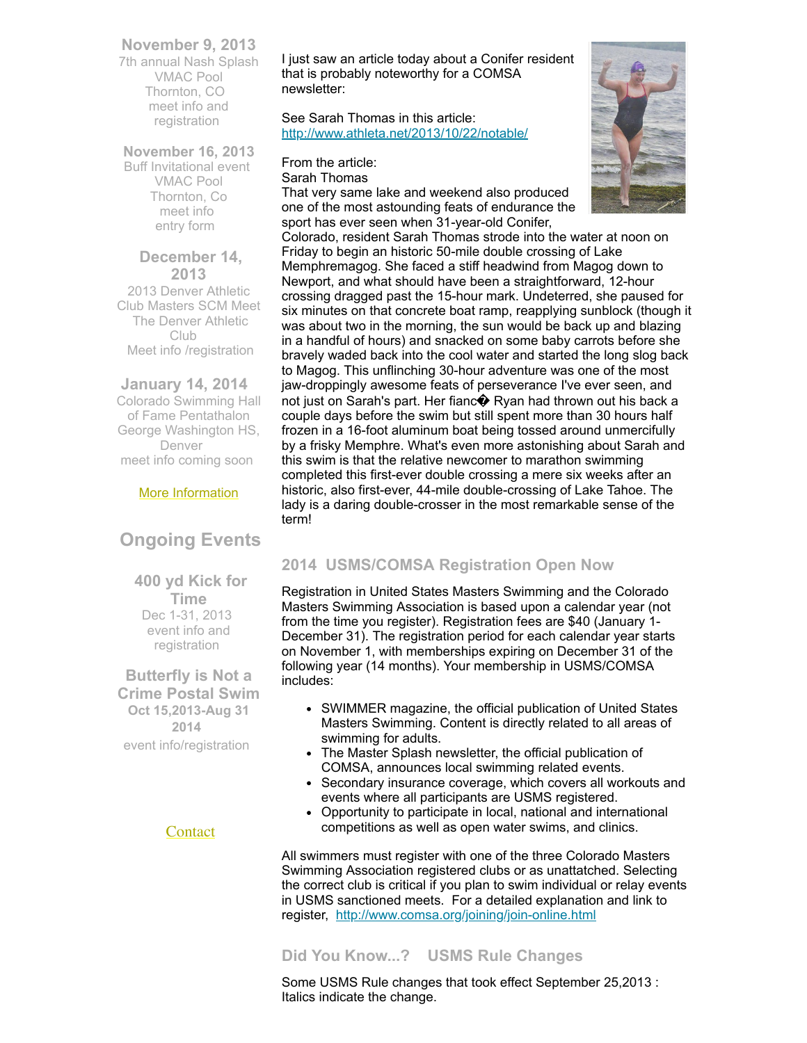**November 9, 2013**
7th annual Nash Splash
VMAC Pool
Thornton, CO
meet info and registration

**November 16, 2013**
Buff Invitational event
VMAC Pool
Thornton, Co
meet info
entry form

**December 14, 2013**
2013 Denver Athletic Club Masters SCM Meet
The Denver Athletic Club
Meet info /registration

**January 14, 2014**
Colorado Swimming Hall of Fame Pentathalon
George Washington HS, Denver
meet info coming soon

More Information

## Ongoing Events

**400 yd Kick for Time**
Dec 1-31, 2013
event info and registration

**Butterfly is Not a Crime Postal Swim**
**Oct 15,2013-Aug 31 2014**
event info/registration

Contact

I just saw an article today about a Conifer resident that is probably noteworthy for a COMSA newsletter:

See Sarah Thomas in this article:
http://www.athleta.net/2013/10/22/notable/

From the article:
Sarah Thomas
That very same lake and weekend also produced one of the most astounding feats of endurance the sport has ever seen when 31-year-old Conifer, Colorado, resident Sarah Thomas strode into the water at noon on Friday to begin an historic 50-mile double crossing of Lake Memphremagog. She faced a stiff headwind from Magog down to Newport, and what should have been a straightforward, 12-hour crossing dragged past the 15-hour mark. Undeterred, she paused for six minutes on that concrete boat ramp, reapplying sunblock (though it was about two in the morning, the sun would be back up and blazing in a handful of hours) and snacked on some baby carrots before she bravely waded back into the cool water and started the long slog back to Magog. This unflinching 30-hour adventure was one of the most jaw-droppingly awesome feats of perseverance I've ever seen, and not just on Sarah's part. Her fianc� Ryan had thrown out his back a couple days before the swim but still spent more than 30 hours half frozen in a 16-foot aluminum boat being tossed around unmercifully by a frisky Memphre. What's even more astonishing about Sarah and this swim is that the relative newcomer to marathon swimming completed this first-ever double crossing a mere six weeks after an historic, also first-ever, 44-mile double-crossing of Lake Tahoe. The lady is a daring double-crosser in the most remarkable sense of the term!

## 2014 USMS/COMSA Registration Open Now

Registration in United States Masters Swimming and the Colorado Masters Swimming Association is based upon a calendar year (not from the time you register). Registration fees are $40 (January 1-December 31). The registration period for each calendar year starts on November 1, with memberships expiring on December 31 of the following year (14 months). Your membership in USMS/COMSA includes:

- SWIMMER magazine, the official publication of United States Masters Swimming. Content is directly related to all areas of swimming for adults.
- The Master Splash newsletter, the official publication of COMSA, announces local swimming related events.
- Secondary insurance coverage, which covers all workouts and events where all participants are USMS registered.
- Opportunity to participate in local, national and international competitions as well as open water swims, and clinics.

All swimmers must register with one of the three Colorado Masters Swimming Association registered clubs or as unattatched. Selecting the correct club is critical if you plan to swim individual or relay events in USMS sanctioned meets. For a detailed explanation and link to register, http://www.comsa.org/joining/join-online.html

## Did You Know...? USMS Rule Changes

Some USMS Rule changes that took effect September 25,2013 : Italics indicate the change.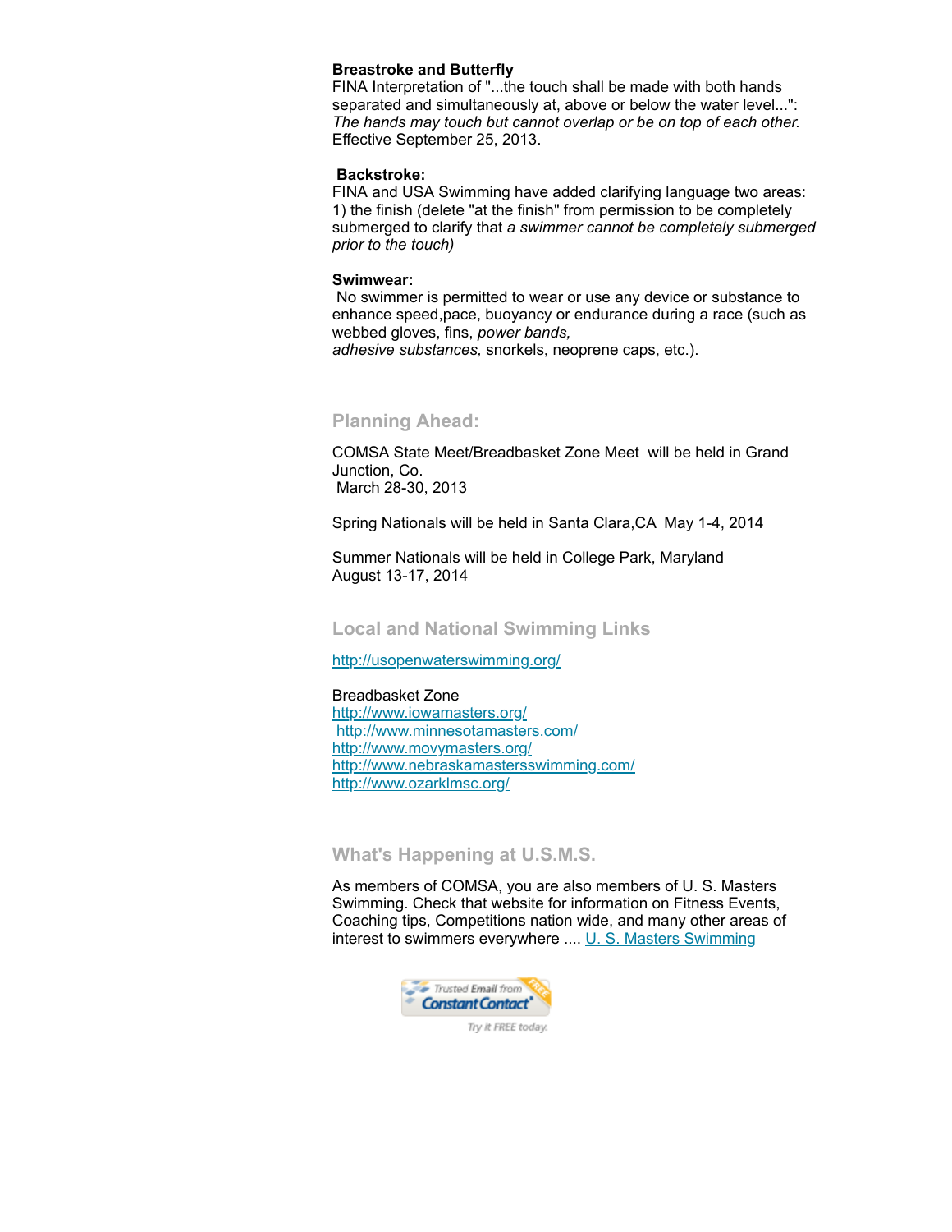**Breastroke and Butterfly**
FINA Interpretation of "...the touch shall be made with both hands separated and simultaneously at, above or below the water level...": *The hands may touch but cannot overlap or be on top of each other.* Effective September 25, 2013.

**Backstroke:**
FINA and USA Swimming have added clarifying language two areas: 1) the finish (delete "at the finish" from permission to be completely submerged to clarify that *a swimmer cannot be completely submerged prior to the touch)*

**Swimwear:**
No swimmer is permitted to wear or use any device or substance to enhance speed,pace, buoyancy or endurance during a race (such as webbed gloves, fins, *power bands,*
*adhesive substances,* snorkels, neoprene caps, etc.).

## Planning Ahead:

COMSA State Meet/Breadbasket Zone Meet will be held in Grand Junction, Co.
March 28-30, 2013

Spring Nationals will be held in Santa Clara,CA May 1-4, 2014

Summer Nationals will be held in College Park, Maryland
August 13-17, 2014

## Local and National Swimming Links

http://usopenwaterswimming.org/

Breadbasket Zone
http://www.iowamasters.org/
http://www.minnesotamasters.com/
http://www.movymasters.org/
http://www.nebraskamastersswimming.com/
http://www.ozarklmsc.org/

## What's Happening at U.S.M.S.

As members of COMSA, you are also members of U. S. Masters Swimming. Check that website for information on Fitness Events, Coaching tips, Competitions nation wide, and many other areas of interest to swimmers everywhere .... U. S. Masters Swimming

Trusted Email from Constant Contact
Try it FREE today.